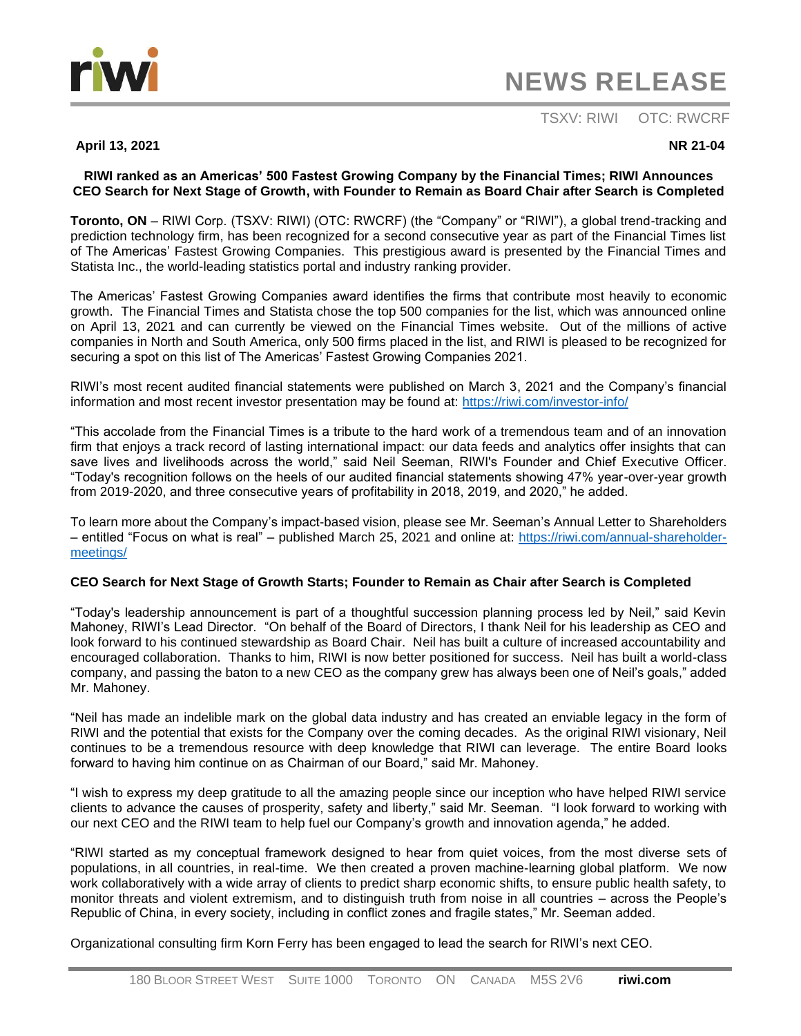# NEWS RELEASE

TSXV: RIWI OTC: RWCRF

**April 13, 2021** **NR 21-04**

**RIWI ranked as an Americas' 500 Fastest Growing Company by the Financial Times; RIWI Announces CEO Search for Next Stage of Growth, with Founder to Remain as Board Chair after Search is Completed**

**Toronto, ON** – RIWI Corp. (TSXV: RIWI) (OTC: RWCRF) (the "Company" or "RIWI"), a global trend-tracking and prediction technology firm, has been recognized for a second consecutive year as part of the Financial Times list of The Americas' Fastest Growing Companies. This prestigious award is presented by the Financial Times and Statista Inc., the world-leading statistics portal and industry ranking provider.

The Americas' Fastest Growing Companies award identifies the firms that contribute most heavily to economic growth. The Financial Times and Statista chose the top 500 companies for the list, which was announced online on April 13, 2021 and can currently be viewed on the Financial Times website. Out of the millions of active companies in North and South America, only 500 firms placed in the list, and RIWI is pleased to be recognized for securing a spot on this list of The Americas' Fastest Growing Companies 2021.

RIWI's most recent audited financial statements were published on March 3, 2021 and the Company's financial information and most recent investor presentation may be found at: https://riwi.com/investor-info/

"This accolade from the Financial Times is a tribute to the hard work of a tremendous team and of an innovation firm that enjoys a track record of lasting international impact: our data feeds and analytics offer insights that can save lives and livelihoods across the world," said Neil Seeman, RIWI's Founder and Chief Executive Officer. "Today's recognition follows on the heels of our audited financial statements showing 47% year-over-year growth from 2019-2020, and three consecutive years of profitability in 2018, 2019, and 2020," he added.

To learn more about the Company's impact-based vision, please see Mr. Seeman's Annual Letter to Shareholders – entitled "Focus on what is real" – published March 25, 2021 and online at: https://riwi.com/annual-shareholder-meetings/

**CEO Search for Next Stage of Growth Starts; Founder to Remain as Chair after Search is Completed**

"Today's leadership announcement is part of a thoughtful succession planning process led by Neil," said Kevin Mahoney, RIWI's Lead Director. "On behalf of the Board of Directors, I thank Neil for his leadership as CEO and look forward to his continued stewardship as Board Chair. Neil has built a culture of increased accountability and encouraged collaboration. Thanks to him, RIWI is now better positioned for success. Neil has built a world-class company, and passing the baton to a new CEO as the company grew has always been one of Neil's goals," added Mr. Mahoney.

"Neil has made an indelible mark on the global data industry and has created an enviable legacy in the form of RIWI and the potential that exists for the Company over the coming decades. As the original RIWI visionary, Neil continues to be a tremendous resource with deep knowledge that RIWI can leverage. The entire Board looks forward to having him continue on as Chairman of our Board," said Mr. Mahoney.

"I wish to express my deep gratitude to all the amazing people since our inception who have helped RIWI service clients to advance the causes of prosperity, safety and liberty," said Mr. Seeman. "I look forward to working with our next CEO and the RIWI team to help fuel our Company's growth and innovation agenda," he added.

"RIWI started as my conceptual framework designed to hear from quiet voices, from the most diverse sets of populations, in all countries, in real-time. We then created a proven machine-learning global platform. We now work collaboratively with a wide array of clients to predict sharp economic shifts, to ensure public health safety, to monitor threats and violent extremism, and to distinguish truth from noise in all countries – across the People's Republic of China, in every society, including in conflict zones and fragile states," Mr. Seeman added.

Organizational consulting firm Korn Ferry has been engaged to lead the search for RIWI's next CEO.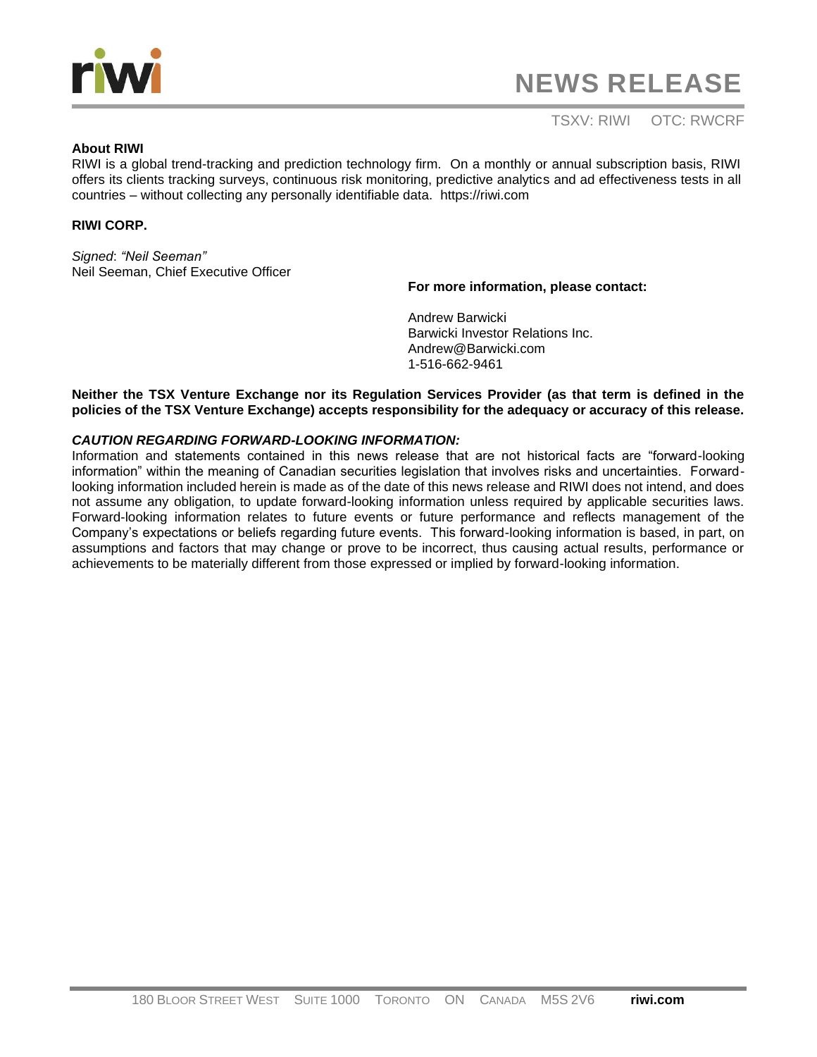**About RIWI**

RIWI is a global trend-tracking and prediction technology firm. On a monthly or annual subscription basis, RIWI offers its clients tracking surveys, continuous risk monitoring, predictive analytics and ad effectiveness tests in all countries – without collecting any personally identifiable data. https://riwi.com

**RIWI CORP.**

*Signed*: *"Neil Seeman"*
Neil Seeman, Chief Executive Officer

**For more information, please contact:**

Andrew Barwicki
Barwicki Investor Relations Inc.
Andrew@Barwicki.com
1-516-662-9461

**Neither the TSX Venture Exchange nor its Regulation Services Provider (as that term is defined in the policies of the TSX Venture Exchange) accepts responsibility for the adequacy or accuracy of this release.**

***CAUTION REGARDING FORWARD-LOOKING INFORMATION:***

Information and statements contained in this news release that are not historical facts are "forward-looking information" within the meaning of Canadian securities legislation that involves risks and uncertainties. Forward-looking information included herein is made as of the date of this news release and RIWI does not intend, and does not assume any obligation, to update forward-looking information unless required by applicable securities laws. Forward-looking information relates to future events or future performance and reflects management of the Company's expectations or beliefs regarding future events. This forward-looking information is based, in part, on assumptions and factors that may change or prove to be incorrect, thus causing actual results, performance or achievements to be materially different from those expressed or implied by forward-looking information.